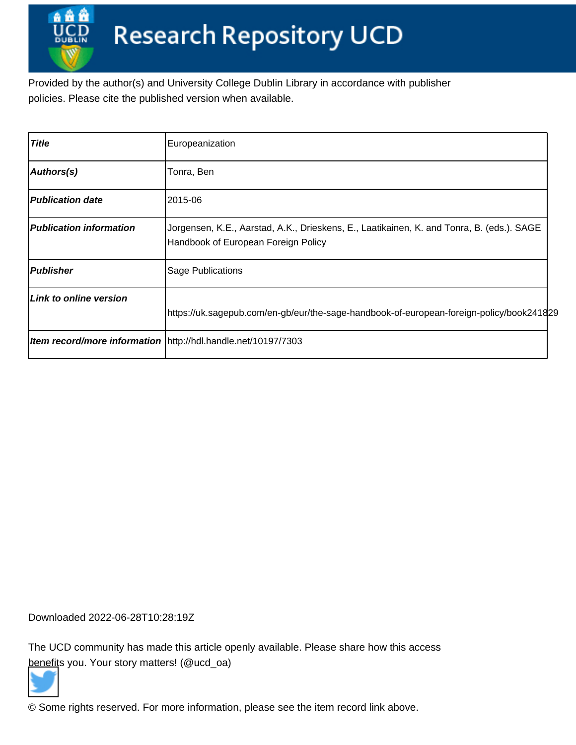# Research Repository UCD

Provided by the author(s) and University College Dublin Library in accordance with publisher policies. Please cite the published version when available.

| Title | Europeanization |
|---|---|
| Authors(s) | Tonra, Ben |
| Publication date | 2015-06 |
| Publication information | Jorgensen, K.E., Aarstad, A.K., Drieskens, E., Laatikainen, K. and Tonra, B. (eds.). SAGE Handbook of European Foreign Policy |
| Publisher | Sage Publications |
| Link to online version | https://uk.sagepub.com/en-gb/eur/the-sage-handbook-of-european-foreign-policy/book241829 |
| Item record/more information | http://hdl.handle.net/10197/7303 |

Downloaded 2022-06-28T10:28:19Z

The UCD community has made this article openly available. Please share how this access benefits you. Your story matters! (@ucd_oa)

© Some rights reserved. For more information, please see the item record link above.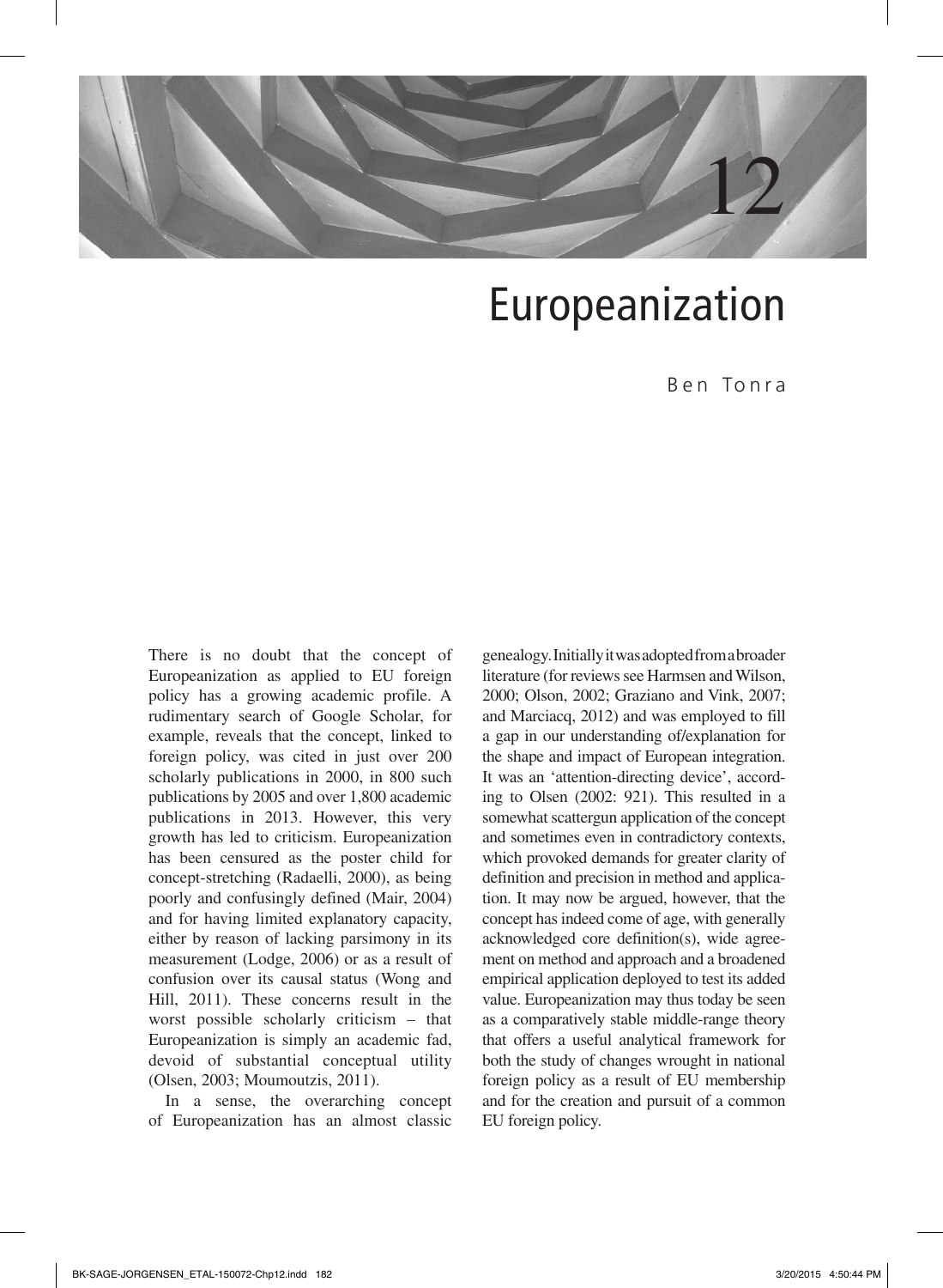# 12

# Europeanization

Ben Tonra

There is no doubt that the concept of Europeanization as applied to EU foreign policy has a growing academic profile. A rudimentary search of Google Scholar, for example, reveals that the concept, linked to foreign policy, was cited in just over 200 scholarly publications in 2000, in 800 such publications by 2005 and over 1,800 academic publications in 2013. However, this very growth has led to criticism. Europeanization has been censured as the poster child for concept-stretching (Radaelli, 2000), as being poorly and confusingly defined (Mair, 2004) and for having limited explanatory capacity, either by reason of lacking parsimony in its measurement (Lodge, 2006) or as a result of confusion over its causal status (Wong and Hill, 2011). These concerns result in the worst possible scholarly criticism – that Europeanization is simply an academic fad, devoid of substantial conceptual utility (Olsen, 2003; Moumoutzis, 2011).

In a sense, the overarching concept of Europeanization has an almost classic genealogy. Initially it was adopted from a broader literature (for reviews see Harmsen and Wilson, 2000; Olson, 2002; Graziano and Vink, 2007; and Marciacq, 2012) and was employed to fill a gap in our understanding of/explanation for the shape and impact of European integration. It was an 'attention-directing device', according to Olsen (2002: 921). This resulted in a somewhat scattergun application of the concept and sometimes even in contradictory contexts, which provoked demands for greater clarity of definition and precision in method and application. It may now be argued, however, that the concept has indeed come of age, with generally acknowledged core definition(s), wide agreement on method and approach and a broadened empirical application deployed to test its added value. Europeanization may thus today be seen as a comparatively stable middle-range theory that offers a useful analytical framework for both the study of changes wrought in national foreign policy as a result of EU membership and for the creation and pursuit of a common EU foreign policy.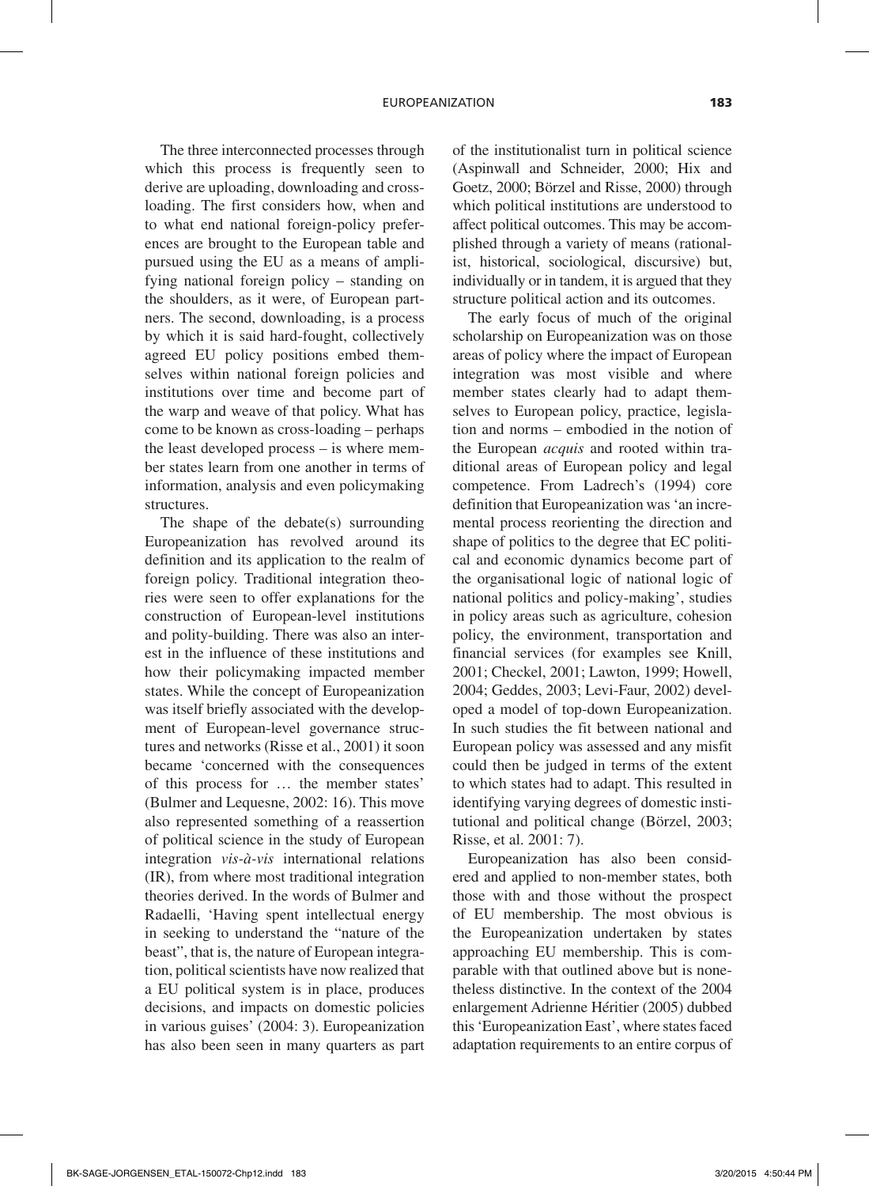The three interconnected processes through which this process is frequently seen to derive are uploading, downloading and cross-loading. The first considers how, when and to what end national foreign-policy preferences are brought to the European table and pursued using the EU as a means of amplifying national foreign policy – standing on the shoulders, as it were, of European partners. The second, downloading, is a process by which it is said hard-fought, collectively agreed EU policy positions embed themselves within national foreign policies and institutions over time and become part of the warp and weave of that policy. What has come to be known as cross-loading – perhaps the least developed process – is where member states learn from one another in terms of information, analysis and even policymaking structures.

The shape of the debate(s) surrounding Europeanization has revolved around its definition and its application to the realm of foreign policy. Traditional integration theories were seen to offer explanations for the construction of European-level institutions and polity-building. There was also an interest in the influence of these institutions and how their policymaking impacted member states. While the concept of Europeanization was itself briefly associated with the development of European-level governance structures and networks (Risse et al., 2001) it soon became 'concerned with the consequences of this process for … the member states' (Bulmer and Lequesne, 2002: 16). This move also represented something of a reassertion of political science in the study of European integration *vis-à-vis* international relations (IR), from where most traditional integration theories derived. In the words of Bulmer and Radaelli, 'Having spent intellectual energy in seeking to understand the "nature of the beast", that is, the nature of European integration, political scientists have now realized that a EU political system is in place, produces decisions, and impacts on domestic policies in various guises' (2004: 3). Europeanization has also been seen in many quarters as part of the institutionalist turn in political science (Aspinwall and Schneider, 2000; Hix and Goetz, 2000; Börzel and Risse, 2000) through which political institutions are understood to affect political outcomes. This may be accomplished through a variety of means (rationalist, historical, sociological, discursive) but, individually or in tandem, it is argued that they structure political action and its outcomes.

The early focus of much of the original scholarship on Europeanization was on those areas of policy where the impact of European integration was most visible and where member states clearly had to adapt themselves to European policy, practice, legislation and norms – embodied in the notion of the European *acquis* and rooted within traditional areas of European policy and legal competence. From Ladrech's (1994) core definition that Europeanization was 'an incremental process reorienting the direction and shape of politics to the degree that EC political and economic dynamics become part of the organisational logic of national logic of national politics and policy-making', studies in policy areas such as agriculture, cohesion policy, the environment, transportation and financial services (for examples see Knill, 2001; Checkel, 2001; Lawton, 1999; Howell, 2004; Geddes, 2003; Levi-Faur, 2002) developed a model of top-down Europeanization. In such studies the fit between national and European policy was assessed and any misfit could then be judged in terms of the extent to which states had to adapt. This resulted in identifying varying degrees of domestic institutional and political change (Börzel, 2003; Risse, et al. 2001: 7).

Europeanization has also been considered and applied to non-member states, both those with and those without the prospect of EU membership. The most obvious is the Europeanization undertaken by states approaching EU membership. This is comparable with that outlined above but is nonetheless distinctive. In the context of the 2004 enlargement Adrienne Héritier (2005) dubbed this 'Europeanization East', where states faced adaptation requirements to an entire corpus of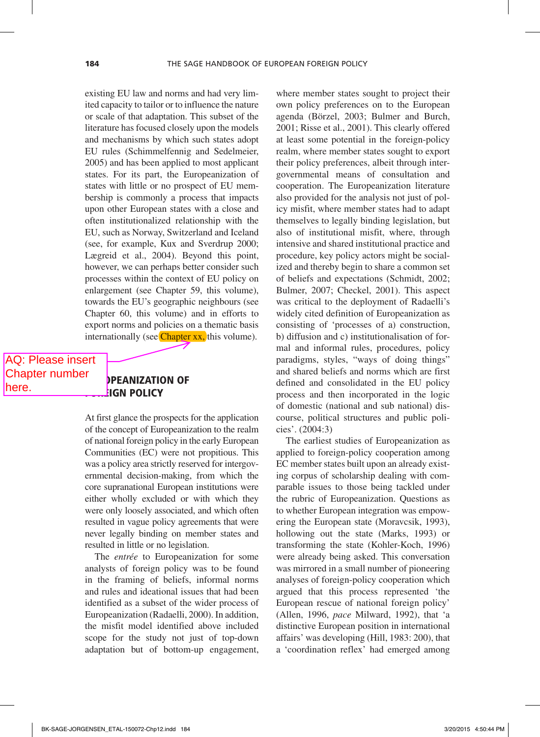existing EU law and norms and had very limited capacity to tailor or to influence the nature or scale of that adaptation. This subset of the literature has focused closely upon the models and mechanisms by which such states adopt EU rules (Schimmelfennig and Sedelmeier, 2005) and has been applied to most applicant states. For its part, the Europeanization of states with little or no prospect of EU membership is commonly a process that impacts upon other European states with a close and often institutionalized relationship with the EU, such as Norway, Switzerland and Iceland (see, for example, Kux and Sverdrup 2000; Lægreid et al., 2004). Beyond this point, however, we can perhaps better consider such processes within the context of EU policy on enlargement (see Chapter 59, this volume), towards the EU's geographic neighbours (see Chapter 60, this volume) and in efforts to export norms and policies on a thematic basis internationally (see Chapter xx, this volume).

AQ: Please insert Chapter number here.

## EUROPEANIZATION OF FOREIGN POLICY

At first glance the prospects for the application of the concept of Europeanization to the realm of national foreign policy in the early European Communities (EC) were not propitious. This was a policy area strictly reserved for intergovernmental decision-making, from which the core supranational European institutions were either wholly excluded or with which they were only loosely associated, and which often resulted in vague policy agreements that were never legally binding on member states and resulted in little or no legislation.

The *entrée* to Europeanization for some analysts of foreign policy was to be found in the framing of beliefs, informal norms and rules and ideational issues that had been identified as a subset of the wider process of Europeanization (Radaelli, 2000). In addition, the misfit model identified above included scope for the study not just of top-down adaptation but of bottom-up engagement, where member states sought to project their own policy preferences on to the European agenda (Börzel, 2003; Bulmer and Burch, 2001; Risse et al., 2001). This clearly offered at least some potential in the foreign-policy realm, where member states sought to export their policy preferences, albeit through intergovernmental means of consultation and cooperation. The Europeanization literature also provided for the analysis not just of policy misfit, where member states had to adapt themselves to legally binding legislation, but also of institutional misfit, where, through intensive and shared institutional practice and procedure, key policy actors might be socialized and thereby begin to share a common set of beliefs and expectations (Schmidt, 2002; Bulmer, 2007; Checkel, 2001). This aspect was critical to the deployment of Radaelli's widely cited definition of Europeanization as consisting of 'processes of a) construction, b) diffusion and c) institutionalisation of formal and informal rules, procedures, policy paradigms, styles, "ways of doing things" and shared beliefs and norms which are first defined and consolidated in the EU policy process and then incorporated in the logic of domestic (national and sub national) discourse, political structures and public policies'. (2004:3)

The earliest studies of Europeanization as applied to foreign-policy cooperation among EC member states built upon an already existing corpus of scholarship dealing with comparable issues to those being tackled under the rubric of Europeanization. Questions as to whether European integration was empowering the European state (Moravcsik, 1993), hollowing out the state (Marks, 1993) or transforming the state (Kohler-Koch, 1996) were already being asked. This conversation was mirrored in a small number of pioneering analyses of foreign-policy cooperation which argued that this process represented 'the European rescue of national foreign policy' (Allen, 1996, *pace* Milward, 1992), that 'a distinctive European position in international affairs' was developing (Hill, 1983: 200), that a 'coordination reflex' had emerged among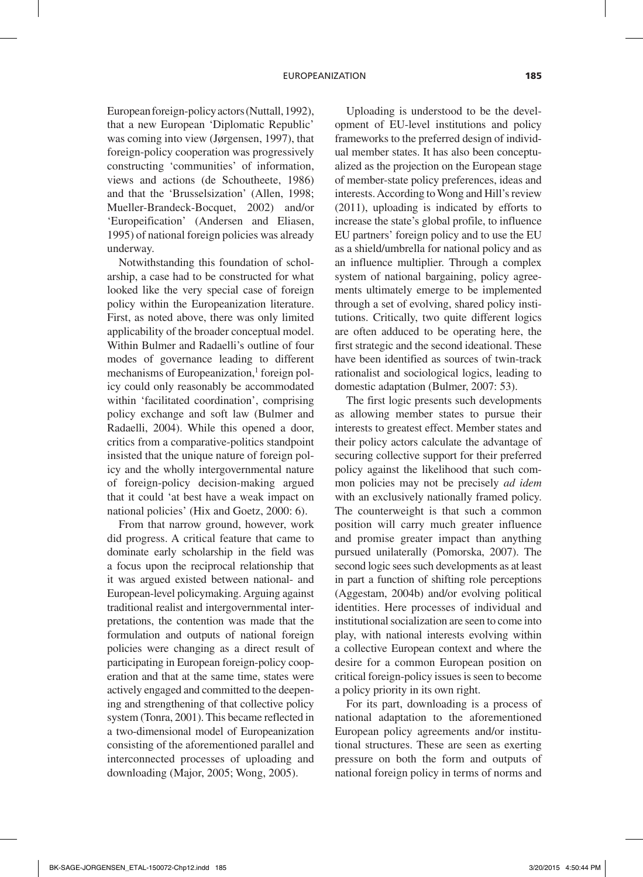European foreign-policy actors (Nuttall, 1992), that a new European 'Diplomatic Republic' was coming into view (Jørgensen, 1997), that foreign-policy cooperation was progressively constructing 'communities' of information, views and actions (de Schoutheete, 1986) and that the 'Brusselsization' (Allen, 1998; Mueller-Brandeck-Bocquet, 2002) and/or 'Europeification' (Andersen and Eliasen, 1995) of national foreign policies was already underway.

Notwithstanding this foundation of scholarship, a case had to be constructed for what looked like the very special case of foreign policy within the Europeanization literature. First, as noted above, there was only limited applicability of the broader conceptual model. Within Bulmer and Radaelli's outline of four modes of governance leading to different mechanisms of Europeanization,[1] foreign policy could only reasonably be accommodated within 'facilitated coordination', comprising policy exchange and soft law (Bulmer and Radaelli, 2004). While this opened a door, critics from a comparative-politics standpoint insisted that the unique nature of foreign policy and the wholly intergovernmental nature of foreign-policy decision-making argued that it could 'at best have a weak impact on national policies' (Hix and Goetz, 2000: 6).

From that narrow ground, however, work did progress. A critical feature that came to dominate early scholarship in the field was a focus upon the reciprocal relationship that it was argued existed between national- and European-level policymaking. Arguing against traditional realist and intergovernmental interpretations, the contention was made that the formulation and outputs of national foreign policies were changing as a direct result of participating in European foreign-policy cooperation and that at the same time, states were actively engaged and committed to the deepening and strengthening of that collective policy system (Tonra, 2001). This became reflected in a two-dimensional model of Europeanization consisting of the aforementioned parallel and interconnected processes of uploading and downloading (Major, 2005; Wong, 2005).

Uploading is understood to be the development of EU-level institutions and policy frameworks to the preferred design of individual member states. It has also been conceptualized as the projection on the European stage of member-state policy preferences, ideas and interests. According to Wong and Hill's review (2011), uploading is indicated by efforts to increase the state's global profile, to influence EU partners' foreign policy and to use the EU as a shield/umbrella for national policy and as an influence multiplier. Through a complex system of national bargaining, policy agreements ultimately emerge to be implemented through a set of evolving, shared policy institutions. Critically, two quite different logics are often adduced to be operating here, the first strategic and the second ideational. These have been identified as sources of twin-track rationalist and sociological logics, leading to domestic adaptation (Bulmer, 2007: 53).

The first logic presents such developments as allowing member states to pursue their interests to greatest effect. Member states and their policy actors calculate the advantage of securing collective support for their preferred policy against the likelihood that such common policies may not be precisely *ad idem* with an exclusively nationally framed policy. The counterweight is that such a common position will carry much greater influence and promise greater impact than anything pursued unilaterally (Pomorska, 2007). The second logic sees such developments as at least in part a function of shifting role perceptions (Aggestam, 2004b) and/or evolving political identities. Here processes of individual and institutional socialization are seen to come into play, with national interests evolving within a collective European context and where the desire for a common European position on critical foreign-policy issues is seen to become a policy priority in its own right.

For its part, downloading is a process of national adaptation to the aforementioned European policy agreements and/or institutional structures. These are seen as exerting pressure on both the form and outputs of national foreign policy in terms of norms and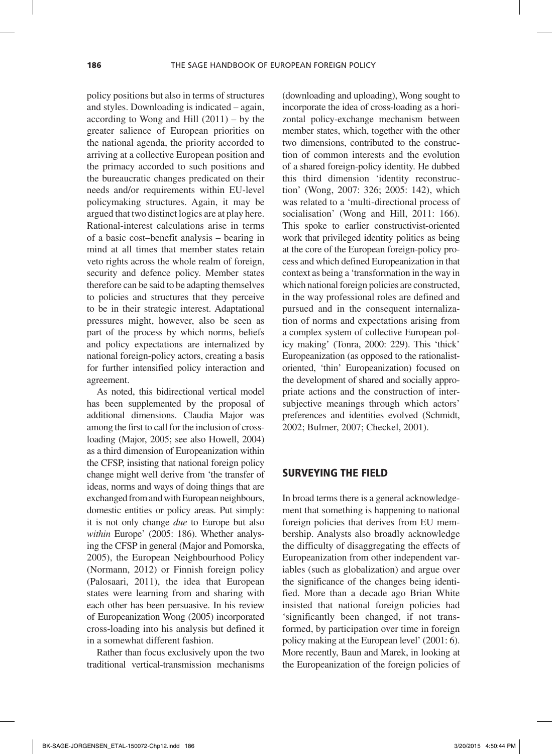policy positions but also in terms of structures and styles. Downloading is indicated – again, according to Wong and Hill (2011) – by the greater salience of European priorities on the national agenda, the priority accorded to arriving at a collective European position and the primacy accorded to such positions and the bureaucratic changes predicated on their needs and/or requirements within EU-level policymaking structures. Again, it may be argued that two distinct logics are at play here. Rational-interest calculations arise in terms of a basic cost–benefit analysis – bearing in mind at all times that member states retain veto rights across the whole realm of foreign, security and defence policy. Member states therefore can be said to be adapting themselves to policies and structures that they perceive to be in their strategic interest. Adaptational pressures might, however, also be seen as part of the process by which norms, beliefs and policy expectations are internalized by national foreign-policy actors, creating a basis for further intensified policy interaction and agreement.

As noted, this bidirectional vertical model has been supplemented by the proposal of additional dimensions. Claudia Major was among the first to call for the inclusion of cross-loading (Major, 2005; see also Howell, 2004) as a third dimension of Europeanization within the CFSP, insisting that national foreign policy change might well derive from 'the transfer of ideas, norms and ways of doing things that are exchanged from and with European neighbours, domestic entities or policy areas. Put simply: it is not only change *due* to Europe but also *within* Europe' (2005: 186). Whether analysing the CFSP in general (Major and Pomorska, 2005), the European Neighbourhood Policy (Normann, 2012) or Finnish foreign policy (Palosaari, 2011), the idea that European states were learning from and sharing with each other has been persuasive. In his review of Europeanization Wong (2005) incorporated cross-loading into his analysis but defined it in a somewhat different fashion.

Rather than focus exclusively upon the two traditional vertical-transmission mechanisms (downloading and uploading), Wong sought to incorporate the idea of cross-loading as a horizontal policy-exchange mechanism between member states, which, together with the other two dimensions, contributed to the construction of common interests and the evolution of a shared foreign-policy identity. He dubbed this third dimension 'identity reconstruction' (Wong, 2007: 326; 2005: 142), which was related to a 'multi-directional process of socialisation' (Wong and Hill, 2011: 166). This spoke to earlier constructivist-oriented work that privileged identity politics as being at the core of the European foreign-policy process and which defined Europeanization in that context as being a 'transformation in the way in which national foreign policies are constructed, in the way professional roles are defined and pursued and in the consequent internalization of norms and expectations arising from a complex system of collective European policy making' (Tonra, 2000: 229). This 'thick' Europeanization (as opposed to the rationalist-oriented, 'thin' Europeanization) focused on the development of shared and socially appropriate actions and the construction of intersubjective meanings through which actors' preferences and identities evolved (Schmidt, 2002; Bulmer, 2007; Checkel, 2001).

## SURVEYING THE FIELD

In broad terms there is a general acknowledgement that something is happening to national foreign policies that derives from EU membership. Analysts also broadly acknowledge the difficulty of disaggregating the effects of Europeanization from other independent variables (such as globalization) and argue over the significance of the changes being identified. More than a decade ago Brian White insisted that national foreign policies had 'significantly been changed, if not transformed, by participation over time in foreign policy making at the European level' (2001: 6). More recently, Baun and Marek, in looking at the Europeanization of the foreign policies of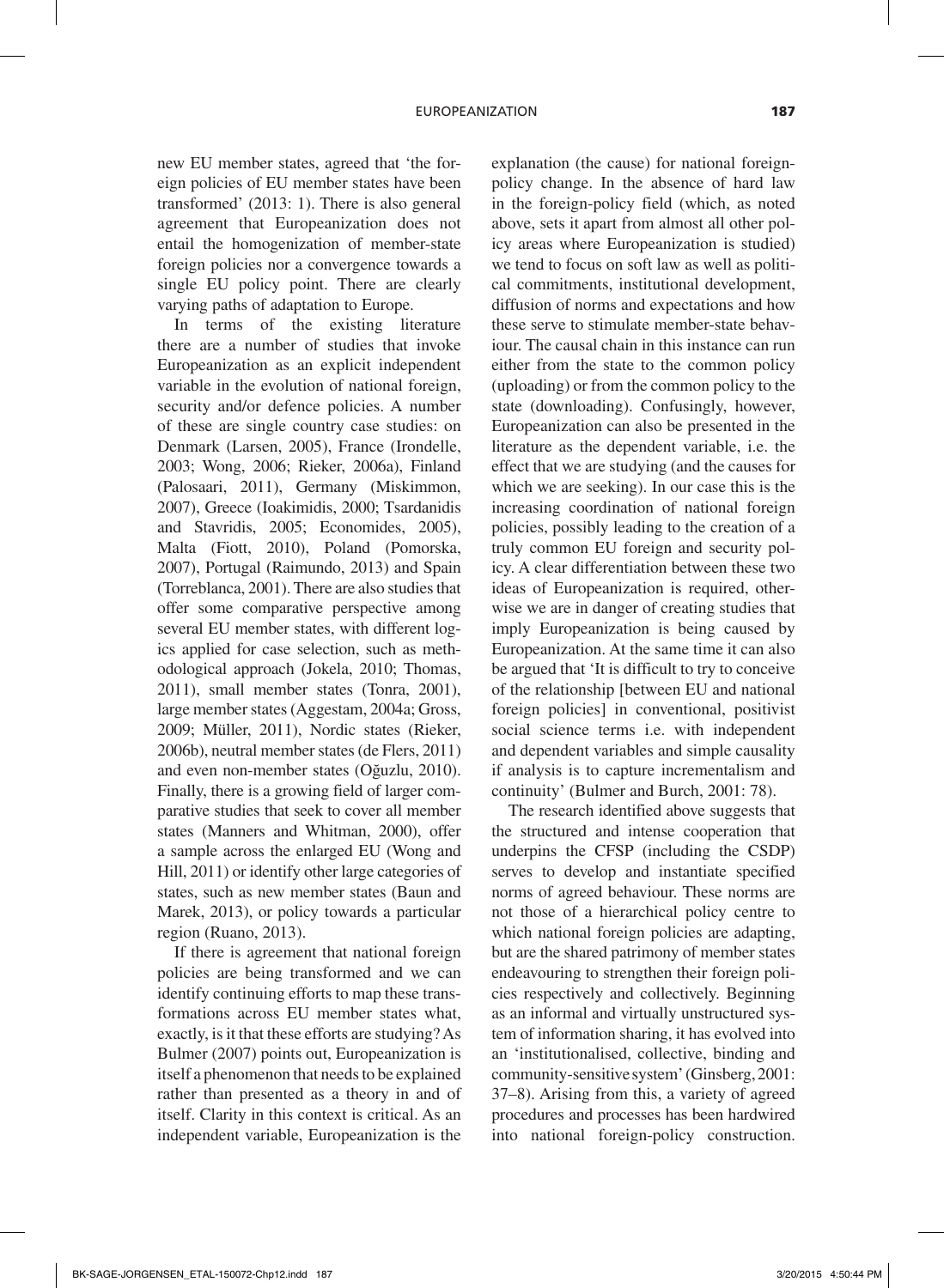new EU member states, agreed that 'the foreign policies of EU member states have been transformed' (2013: 1). There is also general agreement that Europeanization does not entail the homogenization of member-state foreign policies nor a convergence towards a single EU policy point. There are clearly varying paths of adaptation to Europe.

In terms of the existing literature there are a number of studies that invoke Europeanization as an explicit independent variable in the evolution of national foreign, security and/or defence policies. A number of these are single country case studies: on Denmark (Larsen, 2005), France (Irondelle, 2003; Wong, 2006; Rieker, 2006a), Finland (Palosaari, 2011), Germany (Miskimmon, 2007), Greece (Ioakimidis, 2000; Tsardanidis and Stavridis, 2005; Economides, 2005), Malta (Fiott, 2010), Poland (Pomorska, 2007), Portugal (Raimundo, 2013) and Spain (Torreblanca, 2001). There are also studies that offer some comparative perspective among several EU member states, with different logics applied for case selection, such as methodological approach (Jokela, 2010; Thomas, 2011), small member states (Tonra, 2001), large member states (Aggestam, 2004a; Gross, 2009; Müller, 2011), Nordic states (Rieker, 2006b), neutral member states (de Flers, 2011) and even non-member states (Oğuzlu, 2010). Finally, there is a growing field of larger comparative studies that seek to cover all member states (Manners and Whitman, 2000), offer a sample across the enlarged EU (Wong and Hill, 2011) or identify other large categories of states, such as new member states (Baun and Marek, 2013), or policy towards a particular region (Ruano, 2013).

If there is agreement that national foreign policies are being transformed and we can identify continuing efforts to map these transformations across EU member states what, exactly, is it that these efforts are studying? As Bulmer (2007) points out, Europeanization is itself a phenomenon that needs to be explained rather than presented as a theory in and of itself. Clarity in this context is critical. As an independent variable, Europeanization is the explanation (the cause) for national foreign-policy change. In the absence of hard law in the foreign-policy field (which, as noted above, sets it apart from almost all other policy areas where Europeanization is studied) we tend to focus on soft law as well as political commitments, institutional development, diffusion of norms and expectations and how these serve to stimulate member-state behaviour. The causal chain in this instance can run either from the state to the common policy (uploading) or from the common policy to the state (downloading). Confusingly, however, Europeanization can also be presented in the literature as the dependent variable, i.e. the effect that we are studying (and the causes for which we are seeking). In our case this is the increasing coordination of national foreign policies, possibly leading to the creation of a truly common EU foreign and security policy. A clear differentiation between these two ideas of Europeanization is required, otherwise we are in danger of creating studies that imply Europeanization is being caused by Europeanization. At the same time it can also be argued that 'It is difficult to try to conceive of the relationship [between EU and national foreign policies] in conventional, positivist social science terms i.e. with independent and dependent variables and simple causality if analysis is to capture incrementalism and continuity' (Bulmer and Burch, 2001: 78).

The research identified above suggests that the structured and intense cooperation that underpins the CFSP (including the CSDP) serves to develop and instantiate specified norms of agreed behaviour. These norms are not those of a hierarchical policy centre to which national foreign policies are adapting, but are the shared patrimony of member states endeavouring to strengthen their foreign policies respectively and collectively. Beginning as an informal and virtually unstructured system of information sharing, it has evolved into an 'institutionalised, collective, binding and community-sensitive system' (Ginsberg, 2001: 37–8). Arising from this, a variety of agreed procedures and processes has been hardwired into national foreign-policy construction.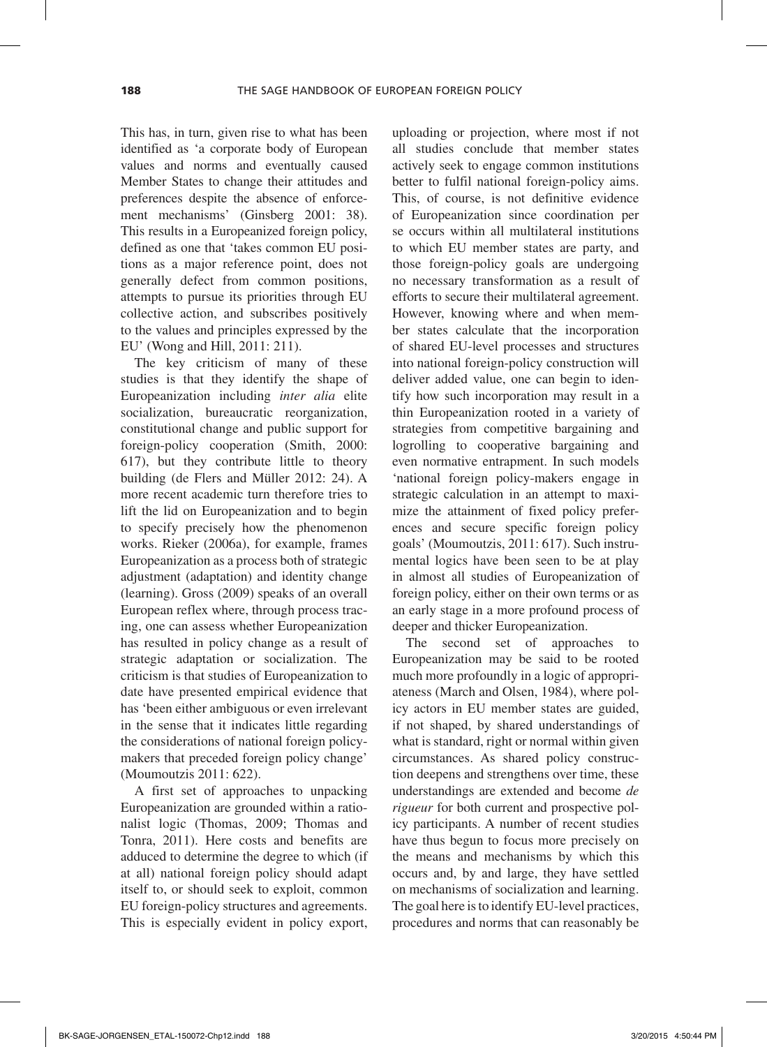This has, in turn, given rise to what has been identified as 'a corporate body of European values and norms and eventually caused Member States to change their attitudes and preferences despite the absence of enforcement mechanisms' (Ginsberg 2001: 38). This results in a Europeanized foreign policy, defined as one that 'takes common EU positions as a major reference point, does not generally defect from common positions, attempts to pursue its priorities through EU collective action, and subscribes positively to the values and principles expressed by the EU' (Wong and Hill, 2011: 211).

The key criticism of many of these studies is that they identify the shape of Europeanization including *inter alia* elite socialization, bureaucratic reorganization, constitutional change and public support for foreign-policy cooperation (Smith, 2000: 617), but they contribute little to theory building (de Flers and Müller 2012: 24). A more recent academic turn therefore tries to lift the lid on Europeanization and to begin to specify precisely how the phenomenon works. Rieker (2006a), for example, frames Europeanization as a process both of strategic adjustment (adaptation) and identity change (learning). Gross (2009) speaks of an overall European reflex where, through process tracing, one can assess whether Europeanization has resulted in policy change as a result of strategic adaptation or socialization. The criticism is that studies of Europeanization to date have presented empirical evidence that has 'been either ambiguous or even irrelevant in the sense that it indicates little regarding the considerations of national foreign policymakers that preceded foreign policy change' (Moumoutzis 2011: 622).

A first set of approaches to unpacking Europeanization are grounded within a rationalist logic (Thomas, 2009; Thomas and Tonra, 2011). Here costs and benefits are adduced to determine the degree to which (if at all) national foreign policy should adapt itself to, or should seek to exploit, common EU foreign-policy structures and agreements. This is especially evident in policy export, uploading or projection, where most if not all studies conclude that member states actively seek to engage common institutions better to fulfil national foreign-policy aims. This, of course, is not definitive evidence of Europeanization since coordination per se occurs within all multilateral institutions to which EU member states are party, and those foreign-policy goals are undergoing no necessary transformation as a result of efforts to secure their multilateral agreement. However, knowing where and when member states calculate that the incorporation of shared EU-level processes and structures into national foreign-policy construction will deliver added value, one can begin to identify how such incorporation may result in a thin Europeanization rooted in a variety of strategies from competitive bargaining and logrolling to cooperative bargaining and even normative entrapment. In such models 'national foreign policy-makers engage in strategic calculation in an attempt to maximize the attainment of fixed policy preferences and secure specific foreign policy goals' (Moumoutzis, 2011: 617). Such instrumental logics have been seen to be at play in almost all studies of Europeanization of foreign policy, either on their own terms or as an early stage in a more profound process of deeper and thicker Europeanization.

The second set of approaches to Europeanization may be said to be rooted much more profoundly in a logic of appropriateness (March and Olsen, 1984), where policy actors in EU member states are guided, if not shaped, by shared understandings of what is standard, right or normal within given circumstances. As shared policy construction deepens and strengthens over time, these understandings are extended and become *de rigueur* for both current and prospective policy participants. A number of recent studies have thus begun to focus more precisely on the means and mechanisms by which this occurs and, by and large, they have settled on mechanisms of socialization and learning. The goal here is to identify EU-level practices, procedures and norms that can reasonably be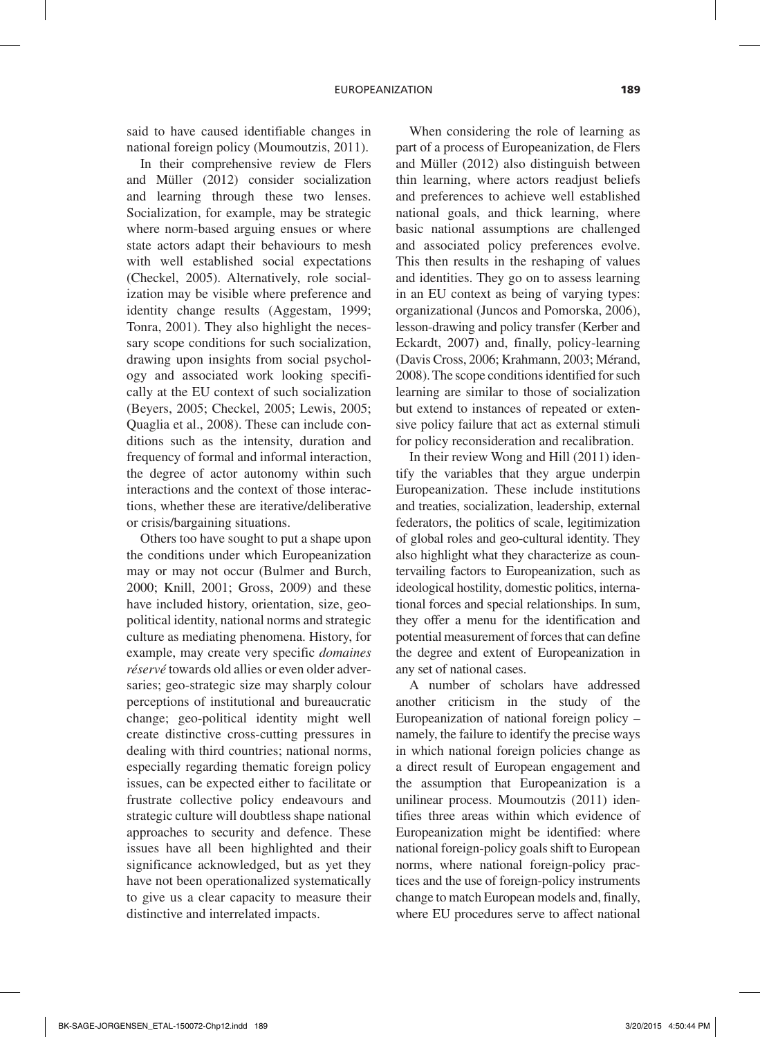said to have caused identifiable changes in national foreign policy (Moumoutzis, 2011).

In their comprehensive review de Flers and Müller (2012) consider socialization and learning through these two lenses. Socialization, for example, may be strategic where norm-based arguing ensues or where state actors adapt their behaviours to mesh with well established social expectations (Checkel, 2005). Alternatively, role socialization may be visible where preference and identity change results (Aggestam, 1999; Tonra, 2001). They also highlight the necessary scope conditions for such socialization, drawing upon insights from social psychology and associated work looking specifically at the EU context of such socialization (Beyers, 2005; Checkel, 2005; Lewis, 2005; Quaglia et al., 2008). These can include conditions such as the intensity, duration and frequency of formal and informal interaction, the degree of actor autonomy within such interactions and the context of those interactions, whether these are iterative/deliberative or crisis/bargaining situations.

Others too have sought to put a shape upon the conditions under which Europeanization may or may not occur (Bulmer and Burch, 2000; Knill, 2001; Gross, 2009) and these have included history, orientation, size, geopolitical identity, national norms and strategic culture as mediating phenomena. History, for example, may create very specific *domaines réservé* towards old allies or even older adversaries; geo-strategic size may sharply colour perceptions of institutional and bureaucratic change; geo-political identity might well create distinctive cross-cutting pressures in dealing with third countries; national norms, especially regarding thematic foreign policy issues, can be expected either to facilitate or frustrate collective policy endeavours and strategic culture will doubtless shape national approaches to security and defence. These issues have all been highlighted and their significance acknowledged, but as yet they have not been operationalized systematically to give us a clear capacity to measure their distinctive and interrelated impacts.

When considering the role of learning as part of a process of Europeanization, de Flers and Müller (2012) also distinguish between thin learning, where actors readjust beliefs and preferences to achieve well established national goals, and thick learning, where basic national assumptions are challenged and associated policy preferences evolve. This then results in the reshaping of values and identities. They go on to assess learning in an EU context as being of varying types: organizational (Juncos and Pomorska, 2006), lesson-drawing and policy transfer (Kerber and Eckardt, 2007) and, finally, policy-learning (Davis Cross, 2006; Krahmann, 2003; Mérand, 2008). The scope conditions identified for such learning are similar to those of socialization but extend to instances of repeated or extensive policy failure that act as external stimuli for policy reconsideration and recalibration.

In their review Wong and Hill (2011) identify the variables that they argue underpin Europeanization. These include institutions and treaties, socialization, leadership, external federators, the politics of scale, legitimization of global roles and geo-cultural identity. They also highlight what they characterize as countervailing factors to Europeanization, such as ideological hostility, domestic politics, international forces and special relationships. In sum, they offer a menu for the identification and potential measurement of forces that can define the degree and extent of Europeanization in any set of national cases.

A number of scholars have addressed another criticism in the study of the Europeanization of national foreign policy – namely, the failure to identify the precise ways in which national foreign policies change as a direct result of European engagement and the assumption that Europeanization is a unilinear process. Moumoutzis (2011) identifies three areas within which evidence of Europeanization might be identified: where national foreign-policy goals shift to European norms, where national foreign-policy practices and the use of foreign-policy instruments change to match European models and, finally, where EU procedures serve to affect national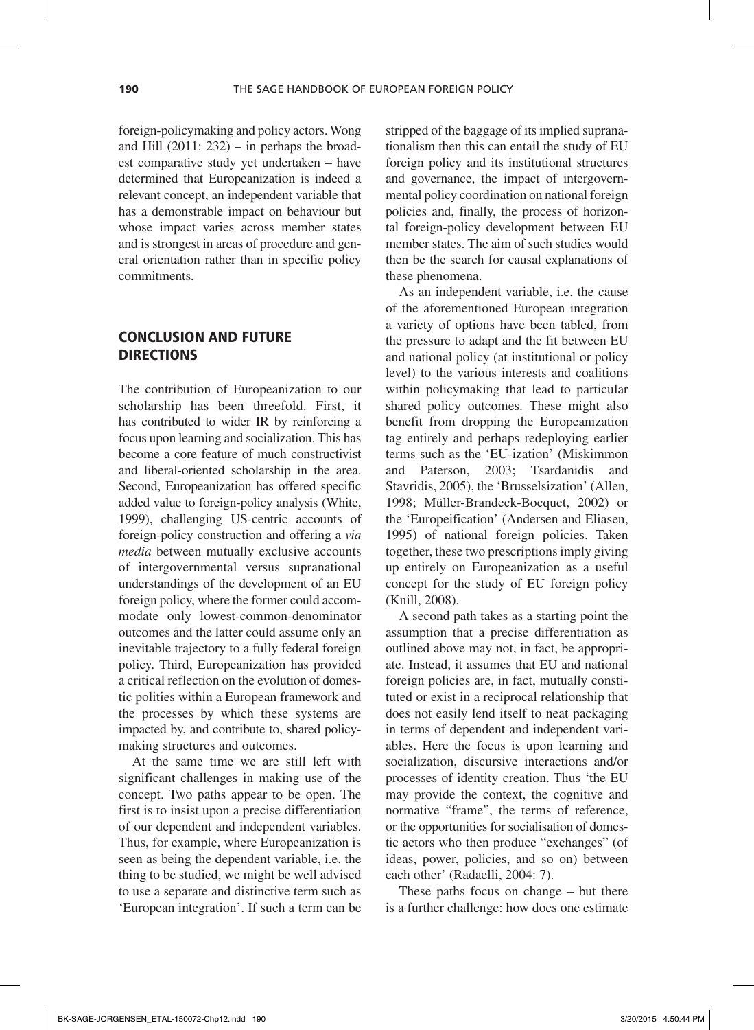foreign-policymaking and policy actors. Wong and Hill (2011: 232) – in perhaps the broadest comparative study yet undertaken – have determined that Europeanization is indeed a relevant concept, an independent variable that has a demonstrable impact on behaviour but whose impact varies across member states and is strongest in areas of procedure and general orientation rather than in specific policy commitments.

## CONCLUSION AND FUTURE DIRECTIONS

The contribution of Europeanization to our scholarship has been threefold. First, it has contributed to wider IR by reinforcing a focus upon learning and socialization. This has become a core feature of much constructivist and liberal-oriented scholarship in the area. Second, Europeanization has offered specific added value to foreign-policy analysis (White, 1999), challenging US-centric accounts of foreign-policy construction and offering a *via media* between mutually exclusive accounts of intergovernmental versus supranational understandings of the development of an EU foreign policy, where the former could accommodate only lowest-common-denominator outcomes and the latter could assume only an inevitable trajectory to a fully federal foreign policy. Third, Europeanization has provided a critical reflection on the evolution of domestic polities within a European framework and the processes by which these systems are impacted by, and contribute to, shared policymaking structures and outcomes.

At the same time we are still left with significant challenges in making use of the concept. Two paths appear to be open. The first is to insist upon a precise differentiation of our dependent and independent variables. Thus, for example, where Europeanization is seen as being the dependent variable, i.e. the thing to be studied, we might be well advised to use a separate and distinctive term such as 'European integration'. If such a term can be stripped of the baggage of its implied supranationalism then this can entail the study of EU foreign policy and its institutional structures and governance, the impact of intergovernmental policy coordination on national foreign policies and, finally, the process of horizontal foreign-policy development between EU member states. The aim of such studies would then be the search for causal explanations of these phenomena.

As an independent variable, i.e. the cause of the aforementioned European integration a variety of options have been tabled, from the pressure to adapt and the fit between EU and national policy (at institutional or policy level) to the various interests and coalitions within policymaking that lead to particular shared policy outcomes. These might also benefit from dropping the Europeanization tag entirely and perhaps redeploying earlier terms such as the 'EU-ization' (Miskimmon and Paterson, 2003; Tsardanidis and Stavridis, 2005), the 'Brusselsization' (Allen, 1998; Müller-Brandeck-Bocquet, 2002) or the 'Europeification' (Andersen and Eliasen, 1995) of national foreign policies. Taken together, these two prescriptions imply giving up entirely on Europeanization as a useful concept for the study of EU foreign policy (Knill, 2008).

A second path takes as a starting point the assumption that a precise differentiation as outlined above may not, in fact, be appropriate. Instead, it assumes that EU and national foreign policies are, in fact, mutually constituted or exist in a reciprocal relationship that does not easily lend itself to neat packaging in terms of dependent and independent variables. Here the focus is upon learning and socialization, discursive interactions and/or processes of identity creation. Thus 'the EU may provide the context, the cognitive and normative "frame", the terms of reference, or the opportunities for socialisation of domestic actors who then produce "exchanges" (of ideas, power, policies, and so on) between each other' (Radaelli, 2004: 7).

These paths focus on change – but there is a further challenge: how does one estimate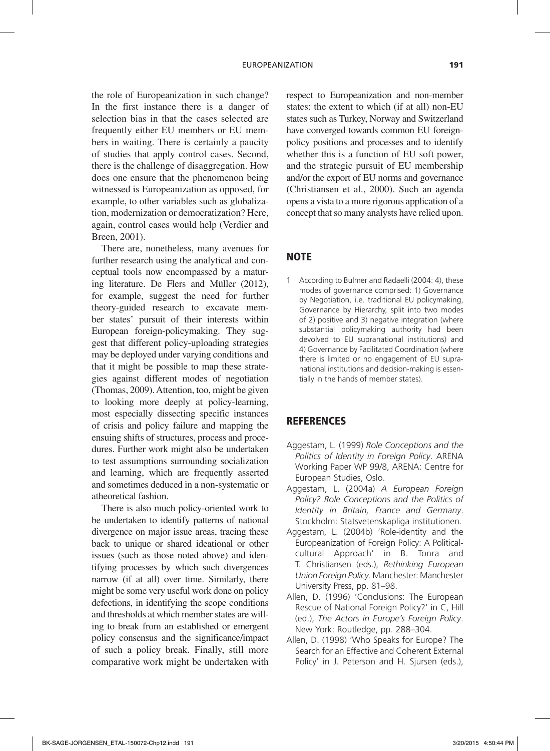the role of Europeanization in such change? In the first instance there is a danger of selection bias in that the cases selected are frequently either EU members or EU members in waiting. There is certainly a paucity of studies that apply control cases. Second, there is the challenge of disaggregation. How does one ensure that the phenomenon being witnessed is Europeanization as opposed, for example, to other variables such as globalization, modernization or democratization? Here, again, control cases would help (Verdier and Breen, 2001).

There are, nonetheless, many avenues for further research using the analytical and conceptual tools now encompassed by a maturing literature. De Flers and Müller (2012), for example, suggest the need for further theory-guided research to excavate member states' pursuit of their interests within European foreign-policymaking. They suggest that different policy-uploading strategies may be deployed under varying conditions and that it might be possible to map these strategies against different modes of negotiation (Thomas, 2009). Attention, too, might be given to looking more deeply at policy-learning, most especially dissecting specific instances of crisis and policy failure and mapping the ensuing shifts of structures, process and procedures. Further work might also be undertaken to test assumptions surrounding socialization and learning, which are frequently asserted and sometimes deduced in a non-systematic or atheoretical fashion.

There is also much policy-oriented work to be undertaken to identify patterns of national divergence on major issue areas, tracing these back to unique or shared ideational or other issues (such as those noted above) and identifying processes by which such divergences narrow (if at all) over time. Similarly, there might be some very useful work done on policy defections, in identifying the scope conditions and thresholds at which member states are willing to break from an established or emergent policy consensus and the significance/impact of such a policy break. Finally, still more comparative work might be undertaken with respect to Europeanization and non-member states: the extent to which (if at all) non-EU states such as Turkey, Norway and Switzerland have converged towards common EU foreign-policy positions and processes and to identify whether this is a function of EU soft power, and the strategic pursuit of EU membership and/or the export of EU norms and governance (Christiansen et al., 2000). Such an agenda opens a vista to a more rigorous application of a concept that so many analysts have relied upon.

## NOTE

1 According to Bulmer and Radaelli (2004: 4), these modes of governance comprised: 1) Governance by Negotiation, i.e. traditional EU policymaking, Governance by Hierarchy, split into two modes of 2) positive and 3) negative integration (where substantial policymaking authority had been devolved to EU supranational institutions) and 4) Governance by Facilitated Coordination (where there is limited or no engagement of EU supranational institutions and decision-making is essentially in the hands of member states).

## REFERENCES

Aggestam, L. (1999) *Role Conceptions and the Politics of Identity in Foreign Policy*. ARENA Working Paper WP 99/8, ARENA: Centre for European Studies, Oslo.

Aggestam, L. (2004a) *A European Foreign Policy? Role Conceptions and the Politics of Identity in Britain, France and Germany*. Stockholm: Statsvetenskapliga institutionen.

Aggestam, L. (2004b) 'Role-identity and the Europeanization of Foreign Policy: A Political-cultural Approach' in B. Tonra and T. Christiansen (eds.), *Rethinking European Union Foreign Policy*. Manchester: Manchester University Press, pp. 81–98.

Allen, D. (1996) 'Conclusions: The European Rescue of National Foreign Policy?' in C, Hill (ed.), *The Actors in Europe's Foreign Policy*. New York: Routledge, pp. 288–304.

Allen, D. (1998) 'Who Speaks for Europe? The Search for an Effective and Coherent External Policy' in J. Peterson and H. Sjursen (eds.),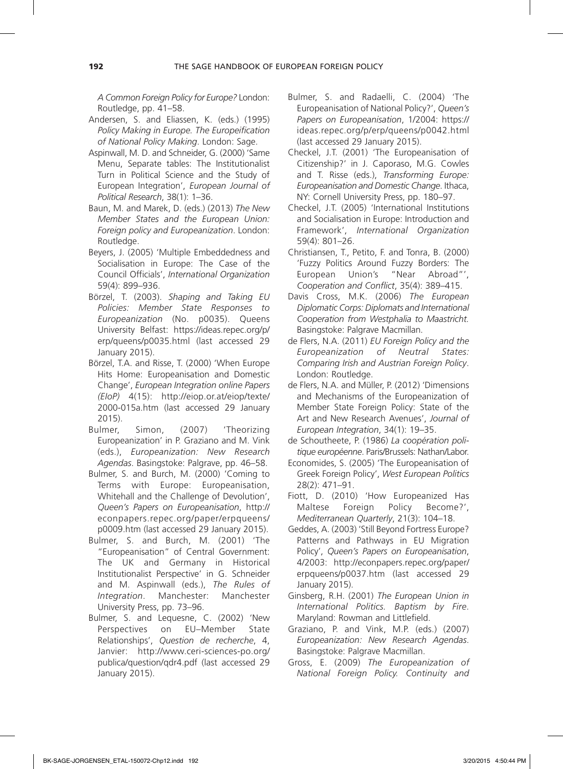*A Common Foreign Policy for Europe?* London: Routledge, pp. 41–58.

Andersen, S. and Eliassen, K. (eds.) (1995) *Policy Making in Europe. The Europeification of National Policy Making*. London: Sage.

Aspinwall, M. D. and Schneider, G. (2000) 'Same Menu, Separate tables: The Institutionalist Turn in Political Science and the Study of European Integration', *European Journal of Political Research*, 38(1): 1–36.

Baun, M. and Marek, D. (eds.) (2013) *The New Member States and the European Union: Foreign policy and Europeanization*. London: Routledge.

Beyers, J. (2005) 'Multiple Embeddedness and Socialisation in Europe: The Case of the Council Officials', *International Organization* 59(4): 899–936.

Börzel, T. (2003). *Shaping and Taking EU Policies: Member State Responses to Europeanization* (No. p0035). Queens University Belfast: https://ideas.repec.org/p/erp/queens/p0035.html (last accessed 29 January 2015).

Börzel, T.A. and Risse, T. (2000) 'When Europe Hits Home: Europeanisation and Domestic Change', *European Integration online Papers (EIoP)* 4(15): http://eiop.or.at/eiop/texte/2000-015a.htm (last accessed 29 January 2015).

Bulmer, Simon, (2007) 'Theorizing Europeanization' in P. Graziano and M. Vink (eds.), *Europeanization: New Research Agendas*. Basingstoke: Palgrave, pp. 46–58.

Bulmer, S. and Burch, M. (2000) 'Coming to Terms with Europe: Europeanisation, Whitehall and the Challenge of Devolution', *Queen's Papers on Europeanisation*, http://econpapers.repec.org/paper/erpqueens/p0009.htm (last accessed 29 January 2015).

Bulmer, S. and Burch, M. (2001) 'The "Europeanisation" of Central Government: The UK and Germany in Historical Institutionalist Perspective' in G. Schneider and M. Aspinwall (eds.), *The Rules of Integration*. Manchester: Manchester University Press, pp. 73–96.

Bulmer, S. and Lequesne, C. (2002) 'New Perspectives on EU–Member State Relationships', *Question de recherche*, 4, Janvier: http://www.ceri-sciences-po.org/publica/question/qdr4.pdf (last accessed 29 January 2015).

Bulmer, S. and Radaelli, C. (2004) 'The Europeanisation of National Policy?', *Queen's Papers on Europeanisation*, 1/2004: https://ideas.repec.org/p/erp/queens/p0042.html (last accessed 29 January 2015).

Checkel, J.T. (2001) 'The Europeanisation of Citizenship?' in J. Caporaso, M.G. Cowles and T. Risse (eds.), *Transforming Europe: Europeanisation and Domestic Change*. Ithaca, NY: Cornell University Press, pp. 180–97.

Checkel, J.T. (2005) 'International Institutions and Socialisation in Europe: Introduction and Framework', *International Organization* 59(4): 801–26.

Christiansen, T., Petito, F. and Tonra, B. (2000) 'Fuzzy Politics Around Fuzzy Borders: The European Union's "Near Abroad"', *Cooperation and Conflict*, 35(4): 389–415.

Davis Cross, M.K. (2006) *The European Diplomatic Corps: Diplomats and International Cooperation from Westphalia to Maastricht*. Basingstoke: Palgrave Macmillan.

de Flers, N.A. (2011) *EU Foreign Policy and the Europeanization of Neutral States: Comparing Irish and Austrian Foreign Policy*. London: Routledge.

de Flers, N.A. and Müller, P. (2012) 'Dimensions and Mechanisms of the Europeanization of Member State Foreign Policy: State of the Art and New Research Avenues', *Journal of European Integration*, 34(1): 19–35.

de Schoutheete, P. (1986) *La coopération politique européenne*. Paris/Brussels: Nathan/Labor.

Economides, S. (2005) 'The Europeanisation of Greek Foreign Policy', *West European Politics* 28(2): 471–91.

Fiott, D. (2010) 'How Europeanized Has Maltese Foreign Policy Become?', *Mediterranean Quarterly*, 21(3): 104–18.

Geddes, A. (2003) 'Still Beyond Fortress Europe? Patterns and Pathways in EU Migration Policy', *Queen's Papers on Europeanisation*, 4/2003: http://econpapers.repec.org/paper/erpqueens/p0037.htm (last accessed 29 January 2015).

Ginsberg, R.H. (2001) *The European Union in International Politics. Baptism by Fire*. Maryland: Rowman and Littlefield.

Graziano, P. and Vink, M.P. (eds.) (2007) *Europeanization: New Research Agendas*. Basingstoke: Palgrave Macmillan.

Gross, E. (2009) *The Europeanization of National Foreign Policy. Continuity and*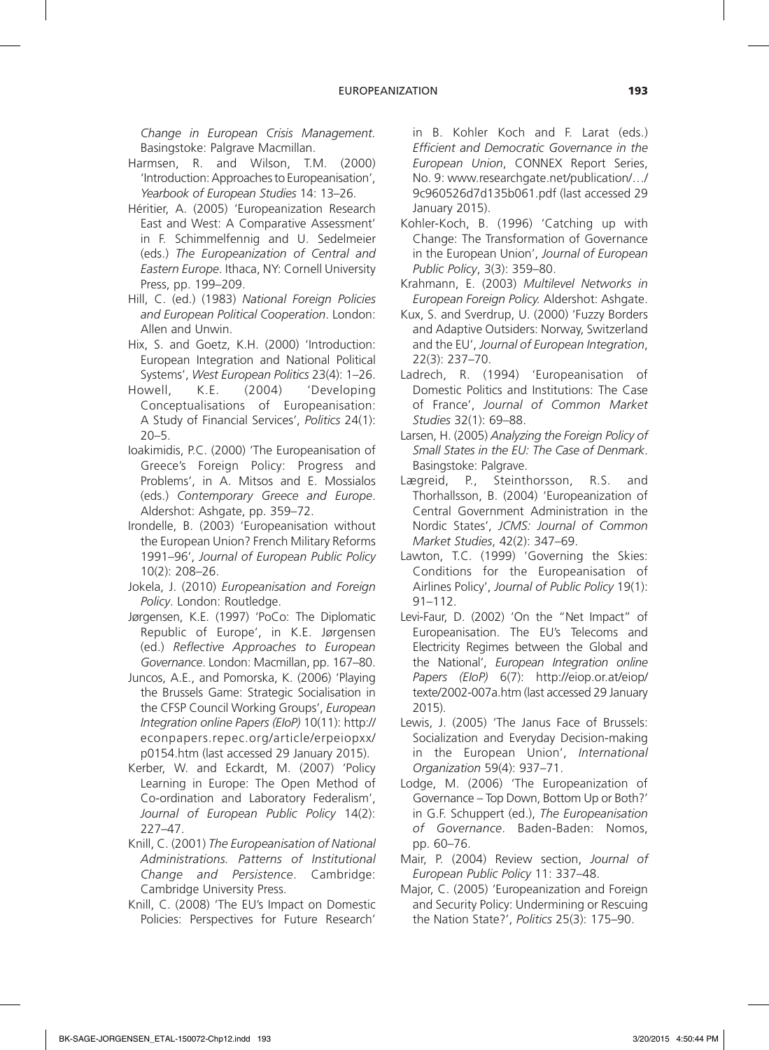*Change in European Crisis Management*. Basingstoke: Palgrave Macmillan.

Harmsen, R. and Wilson, T.M. (2000) 'Introduction: Approaches to Europeanisation', *Yearbook of European Studies* 14: 13–26.

Héritier, A. (2005) 'Europeanization Research East and West: A Comparative Assessment' in F. Schimmelfennig and U. Sedelmeier (eds.) *The Europeanization of Central and Eastern Europe*. Ithaca, NY: Cornell University Press, pp. 199–209.

Hill, C. (ed.) (1983) *National Foreign Policies and European Political Cooperation*. London: Allen and Unwin.

Hix, S. and Goetz, K.H. (2000) 'Introduction: European Integration and National Political Systems', *West European Politics* 23(4): 1–26.

Howell, K.E. (2004) 'Developing Conceptualisations of Europeanisation: A Study of Financial Services', *Politics* 24(1): 20–5.

Ioakimidis, P.C. (2000) 'The Europeanisation of Greece's Foreign Policy: Progress and Problems', in A. Mitsos and E. Mossialos (eds.) *Contemporary Greece and Europe*. Aldershot: Ashgate, pp. 359–72.

Irondelle, B. (2003) 'Europeanisation without the European Union? French Military Reforms 1991–96', *Journal of European Public Policy* 10(2): 208–26.

Jokela, J. (2010) *Europeanisation and Foreign Policy*. London: Routledge.

Jørgensen, K.E. (1997) 'PoCo: The Diplomatic Republic of Europe', in K.E. Jørgensen (ed.) *Reflective Approaches to European Governance*. London: Macmillan, pp. 167–80.

Juncos, A.E., and Pomorska, K. (2006) 'Playing the Brussels Game: Strategic Socialisation in the CFSP Council Working Groups', *European Integration online Papers (EIoP)* 10(11): http://econpapers.repec.org/article/erpeiopxx/p0154.htm (last accessed 29 January 2015).

Kerber, W. and Eckardt, M. (2007) 'Policy Learning in Europe: The Open Method of Co-ordination and Laboratory Federalism', *Journal of European Public Policy* 14(2): 227–47.

Knill, C. (2001) *The Europeanisation of National Administrations. Patterns of Institutional Change and Persistence*. Cambridge: Cambridge University Press.

Knill, C. (2008) 'The EU's Impact on Domestic Policies: Perspectives for Future Research' in B. Kohler Koch and F. Larat (eds.) *Efficient and Democratic Governance in the European Union*, CONNEX Report Series, No. 9: www.researchgate.net/publication/…/9c960526d7d135b061.pdf (last accessed 29 January 2015).

Kohler-Koch, B. (1996) 'Catching up with Change: The Transformation of Governance in the European Union', *Journal of European Public Policy*, 3(3): 359–80.

Krahmann, E. (2003) *Multilevel Networks in European Foreign Policy.* Aldershot: Ashgate.

Kux, S. and Sverdrup, U. (2000) 'Fuzzy Borders and Adaptive Outsiders: Norway, Switzerland and the EU', *Journal of European Integration*, 22(3): 237–70.

Ladrech, R. (1994) 'Europeanisation of Domestic Politics and Institutions: The Case of France', *Journal of Common Market Studies* 32(1): 69–88.

Larsen, H. (2005) *Analyzing the Foreign Policy of Small States in the EU: The Case of Denmark*. Basingstoke: Palgrave.

Lægreid, P., Steinthorsson, R.S. and Thorhallsson, B. (2004) 'Europeanization of Central Government Administration in the Nordic States', *JCMS: Journal of Common Market Studies*, 42(2): 347–69.

Lawton, T.C. (1999) 'Governing the Skies: Conditions for the Europeanisation of Airlines Policy', *Journal of Public Policy* 19(1): 91–112.

Levi-Faur, D. (2002) 'On the "Net Impact" of Europeanisation. The EU's Telecoms and Electricity Regimes between the Global and the National', *European Integration online Papers (EIoP)* 6(7): http://eiop.or.at/eiop/texte/2002-007a.htm (last accessed 29 January 2015).

Lewis, J. (2005) 'The Janus Face of Brussels: Socialization and Everyday Decision-making in the European Union', *International Organization* 59(4): 937–71.

Lodge, M. (2006) 'The Europeanization of Governance – Top Down, Bottom Up or Both?' in G.F. Schuppert (ed.), *The Europeanisation of Governance*. Baden-Baden: Nomos, pp. 60–76.

Mair, P. (2004) Review section, *Journal of European Public Policy* 11: 337–48.

Major, C. (2005) 'Europeanization and Foreign and Security Policy: Undermining or Rescuing the Nation State?', *Politics* 25(3): 175–90.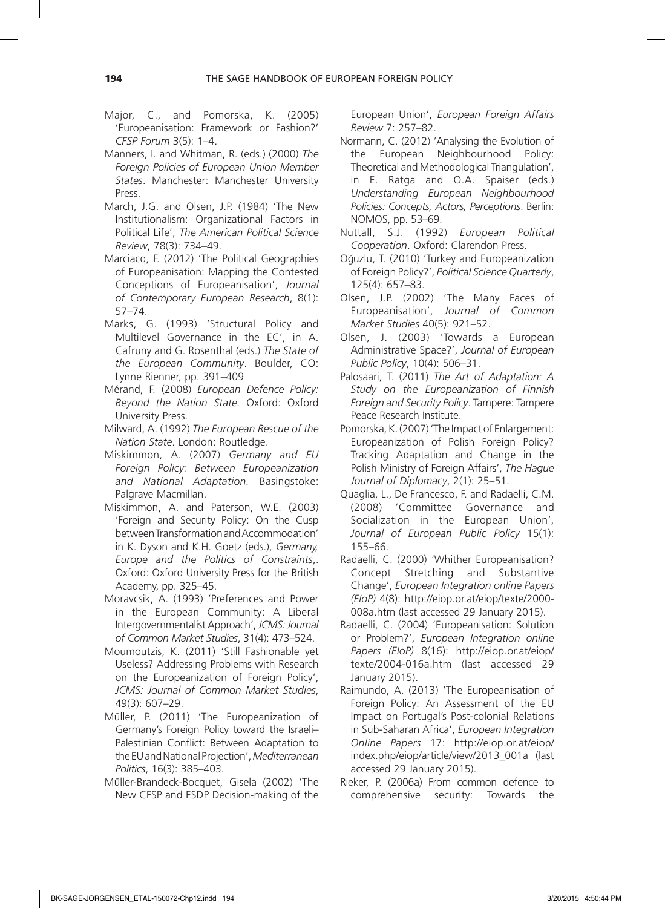Major, C., and Pomorska, K. (2005) 'Europeanisation: Framework or Fashion?' *CFSP Forum* 3(5): 1–4.

Manners, I. and Whitman, R. (eds.) (2000) *The Foreign Policies of European Union Member States*. Manchester: Manchester University Press.

March, J.G. and Olsen, J.P. (1984) 'The New Institutionalism: Organizational Factors in Political Life', *The American Political Science Review*, 78(3): 734–49.

Marciacq, F. (2012) 'The Political Geographies of Europeanisation: Mapping the Contested Conceptions of Europeanisation', *Journal of Contemporary European Research*, 8(1): 57–74.

Marks, G. (1993) 'Structural Policy and Multilevel Governance in the EC', in A. Cafruny and G. Rosenthal (eds.) *The State of the European Community*. Boulder, CO: Lynne Rienner, pp. 391–409

Mérand, F. (2008) *European Defence Policy: Beyond the Nation State*. Oxford: Oxford University Press.

Milward, A. (1992) *The European Rescue of the Nation State*. London: Routledge.

Miskimmon, A. (2007) *Germany and EU Foreign Policy: Between Europeanization and National Adaptation*. Basingstoke: Palgrave Macmillan.

Miskimmon, A. and Paterson, W.E. (2003) 'Foreign and Security Policy: On the Cusp between Transformation and Accommodation' in K. Dyson and K.H. Goetz (eds.), *Germany, Europe and the Politics of Constraints*,. Oxford: Oxford University Press for the British Academy, pp. 325–45.

Moravcsik, A. (1993) 'Preferences and Power in the European Community: A Liberal Intergovernmentalist Approach', *JCMS: Journal of Common Market Studies*, 31(4): 473–524.

Moumoutzis, K. (2011) 'Still Fashionable yet Useless? Addressing Problems with Research on the Europeanization of Foreign Policy', *JCMS: Journal of Common Market Studies*, 49(3): 607–29.

Müller, P. (2011) 'The Europeanization of Germany's Foreign Policy toward the Israeli–Palestinian Conflict: Between Adaptation to the EU and National Projection', *Mediterranean Politics*, 16(3): 385–403.

Müller-Brandeck-Bocquet, Gisela (2002) 'The New CFSP and ESDP Decision-making of the European Union', *European Foreign Affairs Review* 7: 257–82.

Normann, C. (2012) 'Analysing the Evolution of the European Neighbourhood Policy: Theoretical and Methodological Triangulation', in E. Ratga and O.A. Spaiser (eds.) *Understanding European Neighbourhood Policies: Concepts, Actors, Perceptions*. Berlin: NOMOS, pp. 53–69.

Nuttall, S.J. (1992) *European Political Cooperation*. Oxford: Clarendon Press.

Oğuzlu, T. (2010) 'Turkey and Europeanization of Foreign Policy?', *Political Science Quarterly*, 125(4): 657–83.

Olsen, J.P. (2002) 'The Many Faces of Europeanisation', *Journal of Common Market Studies* 40(5): 921–52.

Olsen, J. (2003) 'Towards a European Administrative Space?', *Journal of European Public Policy*, 10(4): 506–31.

Palosaari, T. (2011) *The Art of Adaptation: A Study on the Europeanization of Finnish Foreign and Security Policy*. Tampere: Tampere Peace Research Institute.

Pomorska, K. (2007) 'The Impact of Enlargement: Europeanization of Polish Foreign Policy? Tracking Adaptation and Change in the Polish Ministry of Foreign Affairs', *The Hague Journal of Diplomacy*, 2(1): 25–51.

Quaglia, L., De Francesco, F. and Radaelli, C.M. (2008) 'Committee Governance and Socialization in the European Union', *Journal of European Public Policy* 15(1): 155–66.

Radaelli, C. (2000) 'Whither Europeanisation? Concept Stretching and Substantive Change', *European Integration online Papers (EIoP)* 4(8): http://eiop.or.at/eiop/texte/2000-008a.htm (last accessed 29 January 2015).

Radaelli, C. (2004) 'Europeanisation: Solution or Problem?', *European Integration online Papers (EIoP)* 8(16): http://eiop.or.at/eiop/texte/2004-016a.htm (last accessed 29 January 2015).

Raimundo, A. (2013) 'The Europeanisation of Foreign Policy: An Assessment of the EU Impact on Portugal's Post-colonial Relations in Sub-Saharan Africa', *European Integration Online Papers* 17: http://eiop.or.at/eiop/index.php/eiop/article/view/2013_001a (last accessed 29 January 2015).

Rieker, P. (2006a) From common defence to comprehensive security: Towards the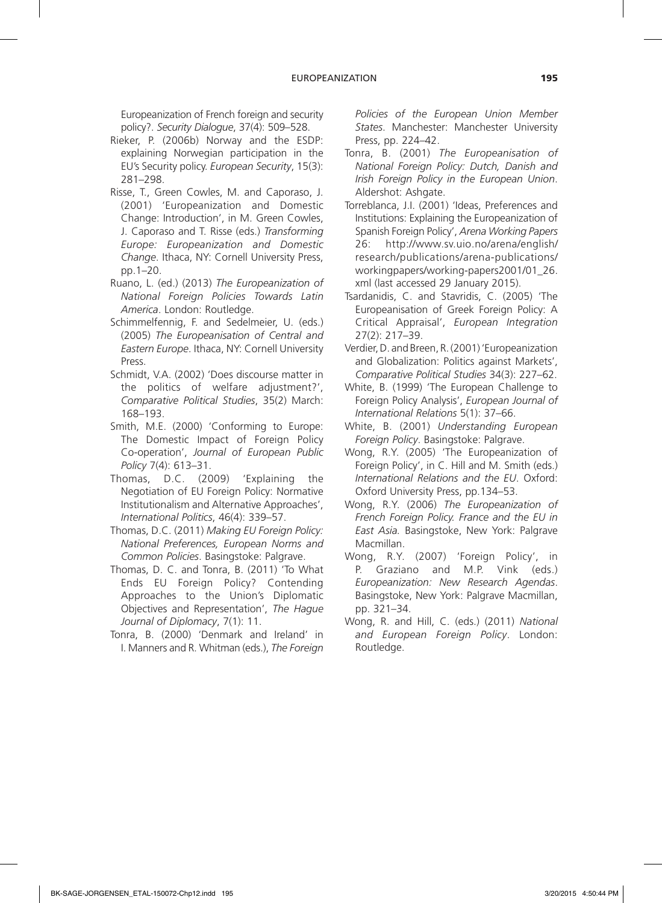Europeanization of French foreign and security policy?. *Security Dialogue*, 37(4): 509–528.

Rieker, P. (2006b) Norway and the ESDP: explaining Norwegian participation in the EU's Security policy. *European Security*, 15(3): 281–298.

Risse, T., Green Cowles, M. and Caporaso, J. (2001) 'Europeanization and Domestic Change: Introduction', in M. Green Cowles, J. Caporaso and T. Risse (eds.) *Transforming Europe: Europeanization and Domestic Change*. Ithaca, NY: Cornell University Press, pp.1–20.

Ruano, L. (ed.) (2013) *The Europeanization of National Foreign Policies Towards Latin America*. London: Routledge.

Schimmelfennig, F. and Sedelmeier, U. (eds.) (2005) *The Europeanisation of Central and Eastern Europe*. Ithaca, NY: Cornell University Press.

Schmidt, V.A. (2002) 'Does discourse matter in the politics of welfare adjustment?', *Comparative Political Studies*, 35(2) March: 168–193.

Smith, M.E. (2000) 'Conforming to Europe: The Domestic Impact of Foreign Policy Co-operation', *Journal of European Public Policy* 7(4): 613–31.

Thomas, D.C. (2009) 'Explaining the Negotiation of EU Foreign Policy: Normative Institutionalism and Alternative Approaches', *International Politics*, 46(4): 339–57.

Thomas, D.C. (2011) *Making EU Foreign Policy: National Preferences, European Norms and Common Policies*. Basingstoke: Palgrave.

Thomas, D. C. and Tonra, B. (2011) 'To What Ends EU Foreign Policy? Contending Approaches to the Union's Diplomatic Objectives and Representation', *The Hague Journal of Diplomacy*, 7(1): 11.

Tonra, B. (2000) 'Denmark and Ireland' in I. Manners and R. Whitman (eds.), *The Foreign Policies of the European Union Member States*. Manchester: Manchester University Press, pp. 224–42.

Tonra, B. (2001) *The Europeanisation of National Foreign Policy: Dutch, Danish and Irish Foreign Policy in the European Union*. Aldershot: Ashgate.

Torreblanca, J.I. (2001) 'Ideas, Preferences and Institutions: Explaining the Europeanization of Spanish Foreign Policy', *Arena Working Papers* 26: http://www.sv.uio.no/arena/english/research/publications/arena-publications/workingpapers/working-papers2001/01_26.xml (last accessed 29 January 2015).

Tsardanidis, C. and Stavridis, C. (2005) 'The Europeanisation of Greek Foreign Policy: A Critical Appraisal', *European Integration* 27(2): 217–39.

Verdier, D. and Breen, R. (2001) 'Europeanization and Globalization: Politics against Markets', *Comparative Political Studies* 34(3): 227–62.

White, B. (1999) 'The European Challenge to Foreign Policy Analysis', *European Journal of International Relations* 5(1): 37–66.

White, B. (2001) *Understanding European Foreign Policy*. Basingstoke: Palgrave.

Wong, R.Y. (2005) 'The Europeanization of Foreign Policy', in C. Hill and M. Smith (eds.) *International Relations and the EU*. Oxford: Oxford University Press, pp.134–53.

Wong, R.Y. (2006) *The Europeanization of French Foreign Policy. France and the EU in East Asia.* Basingstoke, New York: Palgrave Macmillan.

Wong, R.Y. (2007) 'Foreign Policy', in P. Graziano and M.P. Vink (eds.) *Europeanization: New Research Agendas*. Basingstoke, New York: Palgrave Macmillan, pp. 321–34.

Wong, R. and Hill, C. (eds.) (2011) *National and European Foreign Policy*. London: Routledge.